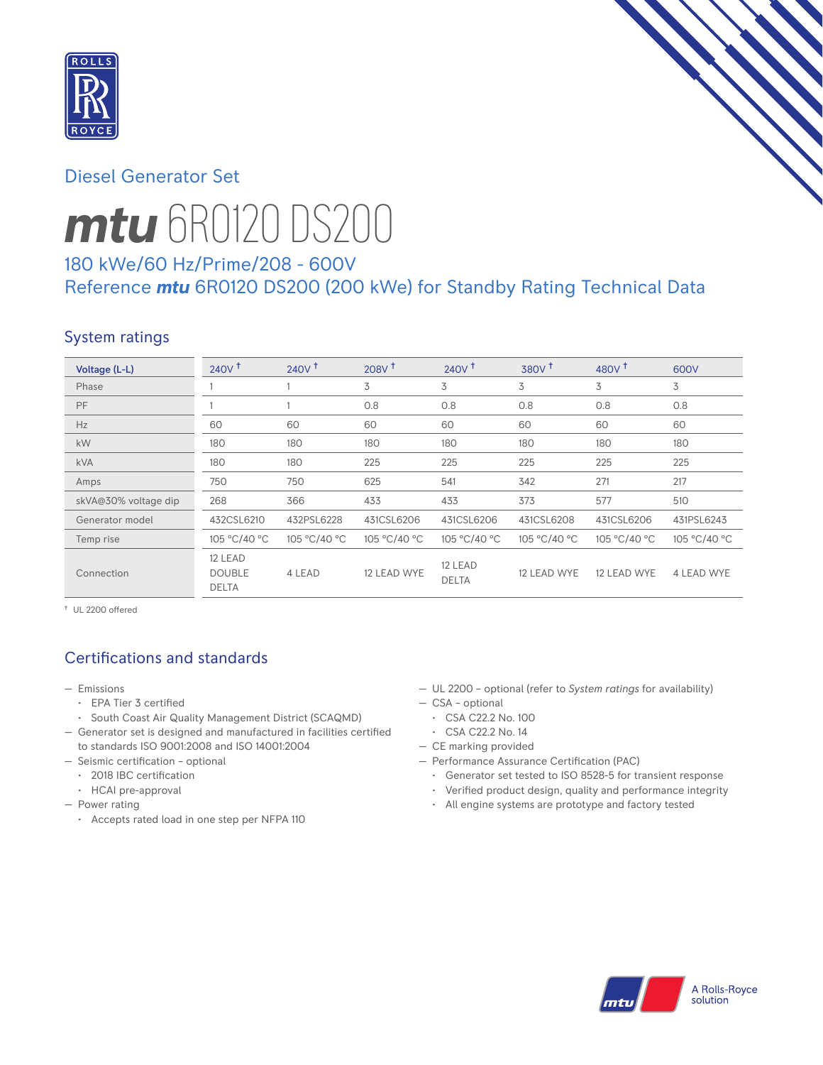Diesel Generator Set

# *mtu* 6R0120 DS200

## 180 kWe/60 Hz/Prime/208 - 600V
## Reference *mtu* 6R0120 DS200 (200 kWe) for Standby Rating Technical Data

### System ratings

| Voltage (L-L) | 240V † | 240V † | 208V † | 240V † | 380V † | 480V † | 600V |
|---|---|---|---|---|---|---|---|
| Phase | 1 | 1 | 3 | 3 | 3 | 3 | 3 |
| PF | 1 | 1 | 0.8 | 0.8 | 0.8 | 0.8 | 0.8 |
| Hz | 60 | 60 | 60 | 60 | 60 | 60 | 60 |
| kW | 180 | 180 | 180 | 180 | 180 | 180 | 180 |
| kVA | 180 | 180 | 225 | 225 | 225 | 225 | 225 |
| Amps | 750 | 750 | 625 | 541 | 342 | 271 | 217 |
| skVA@30% voltage dip | 268 | 366 | 433 | 433 | 373 | 577 | 510 |
| Generator model | 432CSL6210 | 432PSL6228 | 431CSL6206 | 431CSL6206 | 431CSL6208 | 431CSL6206 | 431PSL6243 |
| Temp rise | 105 °C/40 °C | 105 °C/40 °C | 105 °C/40 °C | 105 °C/40 °C | 105 °C/40 °C | 105 °C/40 °C | 105 °C/40 °C |
| Connection | 12 LEAD DOUBLE DELTA | 4 LEAD | 12 LEAD WYE | 12 LEAD DELTA | 12 LEAD WYE | 12 LEAD WYE | 4 LEAD WYE |

† UL 2200 offered

### Certifications and standards

- Emissions
  - EPA Tier 3 certified
  - South Coast Air Quality Management District (SCAQMD)
- Generator set is designed and manufactured in facilities certified to standards ISO 9001:2008 and ISO 14001:2004
- Seismic certification – optional
  - 2018 IBC certification
  - HCAI pre-approval
- Power rating
  - Accepts rated load in one step per NFPA 110
- UL 2200 – optional (refer to *System ratings* for availability)
- CSA – optional
  - CSA C22.2 No. 100
  - CSA C22.2 No. 14
- CE marking provided
- Performance Assurance Certification (PAC)
  - Generator set tested to ISO 8528-5 for transient response
  - Verified product design, quality and performance integrity
  - All engine systems are prototype and factory tested

A Rolls-Royce solution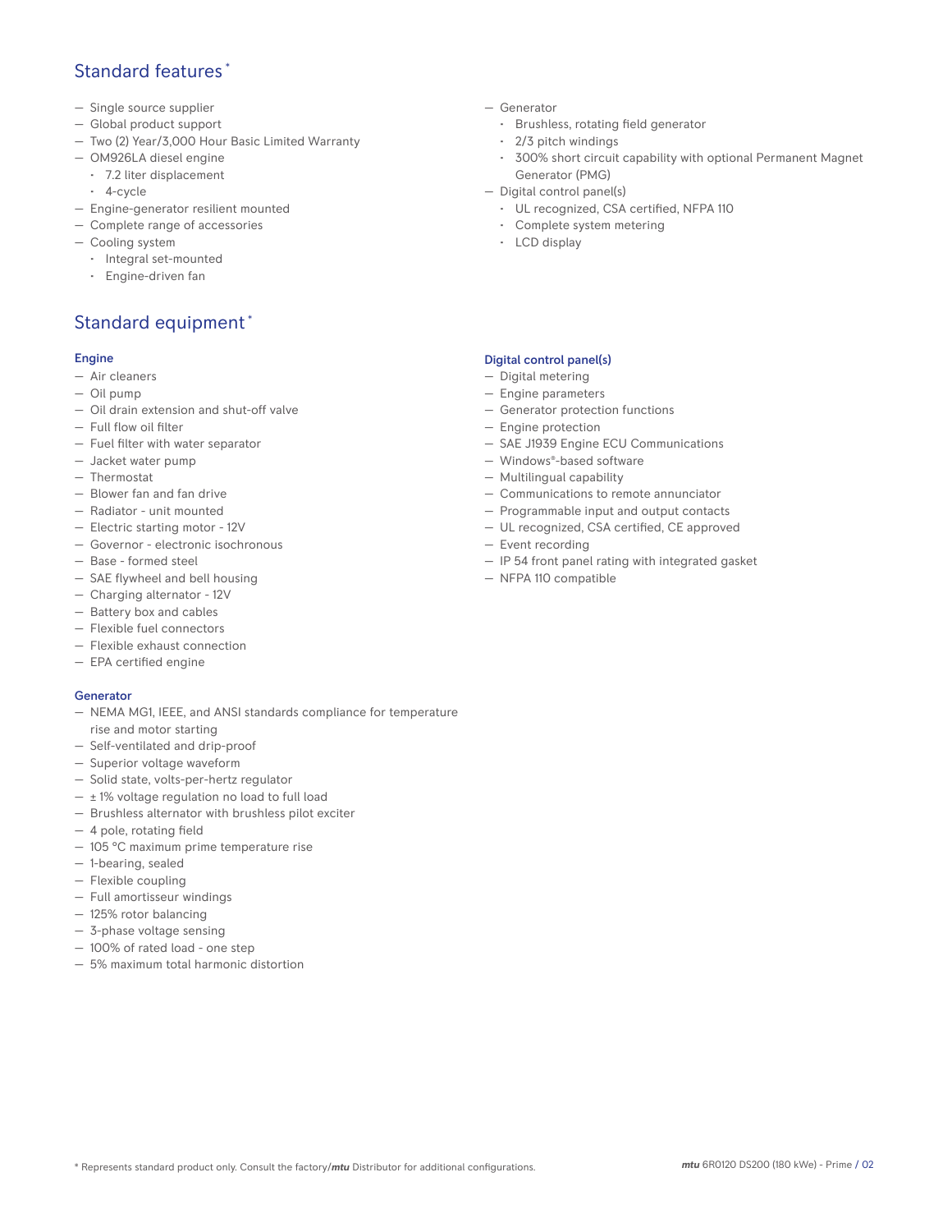## Standard features*

- Single source supplier
- Global product support
- Two (2) Year/3,000 Hour Basic Limited Warranty
- OM926LA diesel engine
  - 7.2 liter displacement
  - 4-cycle
- Engine-generator resilient mounted
- Complete range of accessories
- Cooling system
  - Integral set-mounted
  - Engine-driven fan
- Generator
  - Brushless, rotating field generator
  - 2/3 pitch windings
  - 300% short circuit capability with optional Permanent Magnet Generator (PMG)
- Digital control panel(s)
  - UL recognized, CSA certified, NFPA 110
  - Complete system metering
  - LCD display

## Standard equipment*

### Engine

- Air cleaners
- Oil pump
- Oil drain extension and shut-off valve
- Full flow oil filter
- Fuel filter with water separator
- Jacket water pump
- Thermostat
- Blower fan and fan drive
- Radiator - unit mounted
- Electric starting motor - 12V
- Governor - electronic isochronous
- Base - formed steel
- SAE flywheel and bell housing
- Charging alternator - 12V
- Battery box and cables
- Flexible fuel connectors
- Flexible exhaust connection
- EPA certified engine

### Generator

- NEMA MG1, IEEE, and ANSI standards compliance for temperature rise and motor starting
- Self-ventilated and drip-proof
- Superior voltage waveform
- Solid state, volts-per-hertz regulator
- ± 1% voltage regulation no load to full load
- Brushless alternator with brushless pilot exciter
- 4 pole, rotating field
- 105 °C maximum prime temperature rise
- 1-bearing, sealed
- Flexible coupling
- Full amortisseur windings
- 125% rotor balancing
- 3-phase voltage sensing
- 100% of rated load - one step
- 5% maximum total harmonic distortion

### Digital control panel(s)

- Digital metering
- Engine parameters
- Generator protection functions
- Engine protection
- SAE J1939 Engine ECU Communications
- Windows®-based software
- Multilingual capability
- Communications to remote annunciator
- Programmable input and output contacts
- UL recognized, CSA certified, CE approved
- Event recording
- IP 54 front panel rating with integrated gasket
- NFPA 110 compatible

\* Represents standard product only. Consult the factory/*mtu* Distributor for additional configurations.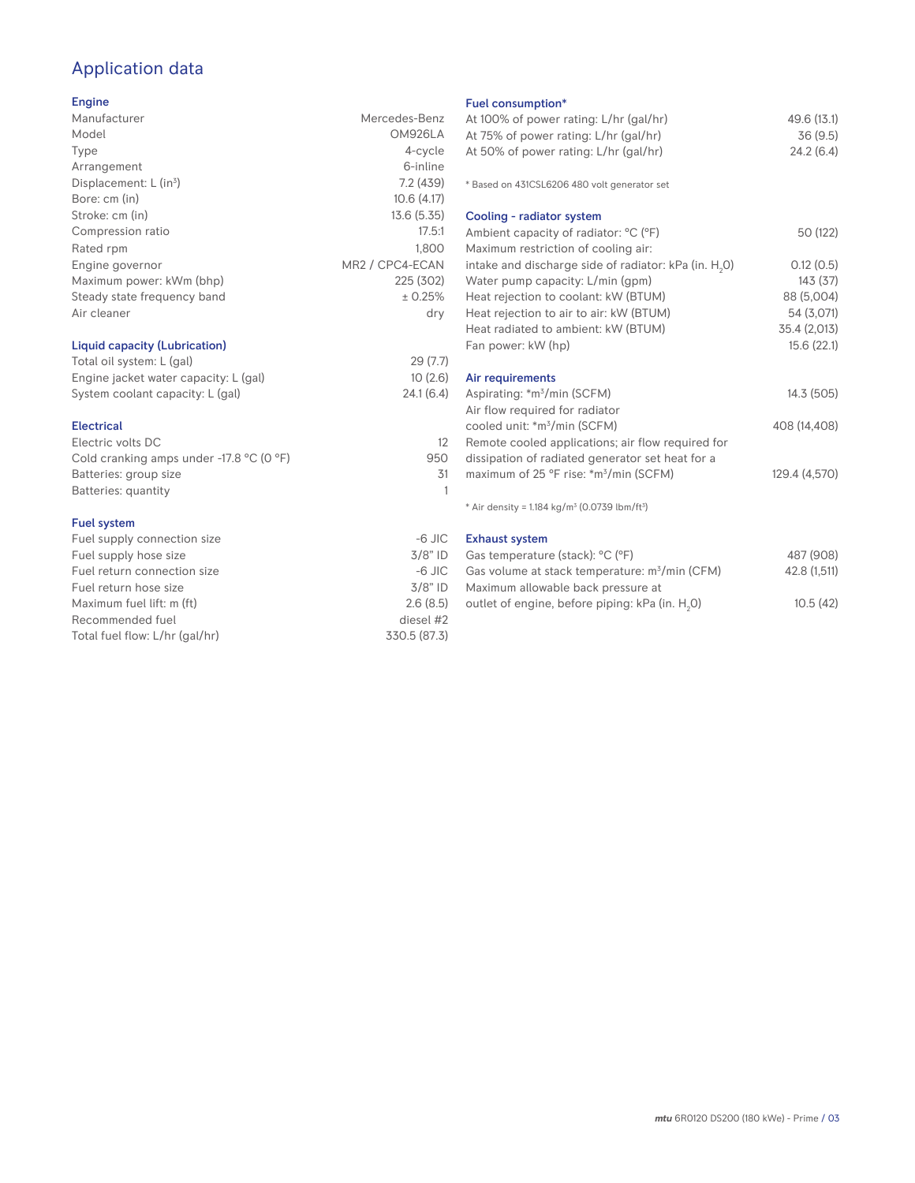# Application data

## Engine

| | |
|---|---|
| Manufacturer | Mercedes-Benz |
| Model | OM926LA |
| Type | 4-cycle |
| Arrangement | 6-inline |
| Displacement: L ($in^3$) | 7.2 (439) |
| Bore: cm (in) | 10.6 (4.17) |
| Stroke: cm (in) | 13.6 (5.35) |
| Compression ratio | 17.5:1 |
| Rated rpm | 1,800 |
| Engine governor | MR2 / CPC4-ECAN |
| Maximum power: kWm (bhp) | 225 (302) |
| Steady state frequency band | ± 0.25% |
| Air cleaner | dry |

## Liquid capacity (Lubrication)

| | |
|---|---|
| Total oil system: L (gal) | 29 (7.7) |
| Engine jacket water capacity: L (gal) | 10 (2.6) |
| System coolant capacity: L (gal) | 24.1 (6.4) |

## Electrical

| | |
|---|---|
| Electric volts DC | 12 |
| Cold cranking amps under -17.8 °C (0 °F) | 950 |
| Batteries: group size | 31 |
| Batteries: quantity | 1 |

## Fuel system

| | |
|---|---|
| Fuel supply connection size | -6 JIC |
| Fuel supply hose size | 3/8" ID |
| Fuel return connection size | -6 JIC |
| Fuel return hose size | 3/8" ID |
| Maximum fuel lift: m (ft) | 2.6 (8.5) |
| Recommended fuel | diesel #2 |
| Total fuel flow: L/hr (gal/hr) | 330.5 (87.3) |

## Fuel consumption*

| | |
|---|---|
| At 100% of power rating: L/hr (gal/hr) | 49.6 (13.1) |
| At 75% of power rating: L/hr (gal/hr) | 36 (9.5) |
| At 50% of power rating: L/hr (gal/hr) | 24.2 (6.4) |

* Based on 431CSL6206 480 volt generator set

## Cooling - radiator system

| | |
|---|---|
| Ambient capacity of radiator: °C (°F) | 50 (122) |
| Maximum restriction of cooling air: intake and discharge side of radiator: kPa (in. $H_2O$) | 0.12 (0.5) |
| Water pump capacity: L/min (gpm) | 143 (37) |
| Heat rejection to coolant: kW (BTUM) | 88 (5,004) |
| Heat rejection to air to air: kW (BTUM) | 54 (3,071) |
| Heat radiated to ambient: kW (BTUM) | 35.4 (2,013) |
| Fan power: kW (hp) | 15.6 (22.1) |

## Air requirements

| | |
|---|---|
| Aspirating: *$m^3$/min (SCFM) | 14.3 (505) |
| Air flow required for radiator cooled unit: *$m^3$/min (SCFM) | 408 (14,408) |
| Remote cooled applications; air flow required for dissipation of radiated generator set heat for a maximum of 25 °F rise: *$m^3$/min (SCFM) | 129.4 (4,570) |

* Air density = 1.184 kg/$m^3$ (0.0739 lbm/$ft^3$)

## Exhaust system

| | |
|---|---|
| Gas temperature (stack): °C (°F) | 487 (908) |
| Gas volume at stack temperature: $m^3$/min (CFM) | 42.8 (1,511) |
| Maximum allowable back pressure at outlet of engine, before piping: kPa (in. $H_2O$) | 10.5 (42) |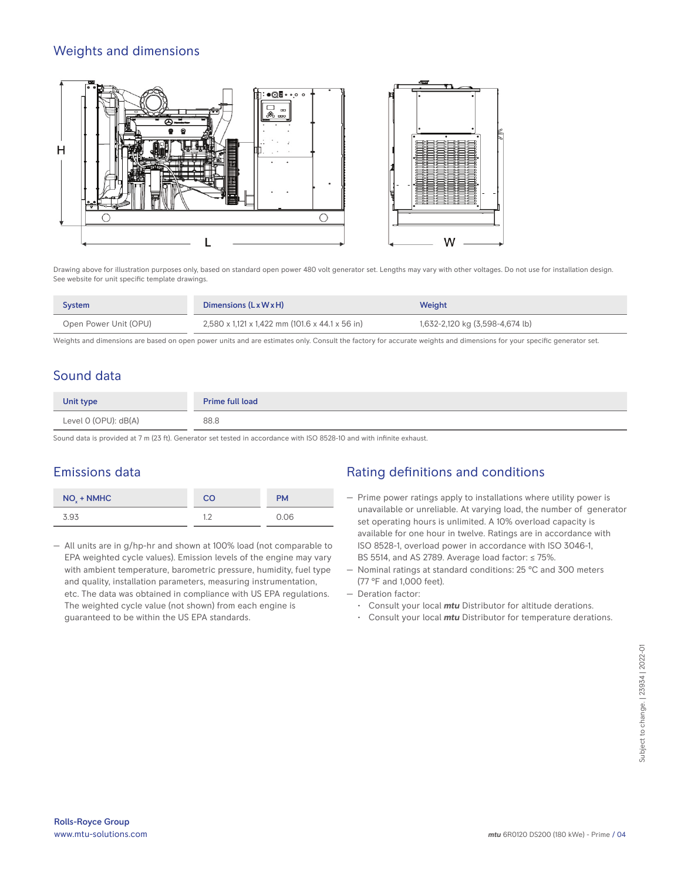## Weights and dimensions

H

L

W

Drawing above for illustration purposes only, based on standard open power 480 volt generator set. Lengths may vary with other voltages. Do not use for installation design. See website for unit specific template drawings.

| System | Dimensions (L x W x H) | Weight |
|---|---|---|
| Open Power Unit (OPU) | 2,580 x 1,121 x 1,422 mm (101.6 x 44.1 x 56 in) | 1,632-2,120 kg (3,598-4,674 lb) |

Weights and dimensions are based on open power units and are estimates only. Consult the factory for accurate weights and dimensions for your specific generator set.

## Sound data

| Unit type | Prime full load |
|---|---|
| Level 0 (OPU): dB(A) | 88.8 |

Sound data is provided at 7 m (23 ft). Generator set tested in accordance with ISO 8528-10 and with infinite exhaust.

## Emissions data

| $NO_x$ + NMHC | CO | PM |
|---|---|---|
| 3.93 | 1.2 | 0.06 |

- All units are in g/hp-hr and shown at 100% load (not comparable to EPA weighted cycle values). Emission levels of the engine may vary with ambient temperature, barometric pressure, humidity, fuel type and quality, installation parameters, measuring instrumentation, etc. The data was obtained in compliance with US EPA regulations. The weighted cycle value (not shown) from each engine is guaranteed to be within the US EPA standards.

## Rating definitions and conditions

- Prime power ratings apply to installations where utility power is unavailable or unreliable. At varying load, the number of generator set operating hours is unlimited. A 10% overload capacity is available for one hour in twelve. Ratings are in accordance with ISO 8528-1, overload power in accordance with ISO 3046-1, BS 5514, and AS 2789. Average load factor: ≤ 75%.
- Nominal ratings at standard conditions: 25 °C and 300 meters (77 °F and 1,000 feet).
- Deration factor:
  - Consult your local ***mtu*** Distributor for altitude derations.
  - Consult your local ***mtu*** Distributor for temperature derations.

Subject to change. | 23934 | 2022-01

Rolls-Royce Group
www.mtu-solutions.com